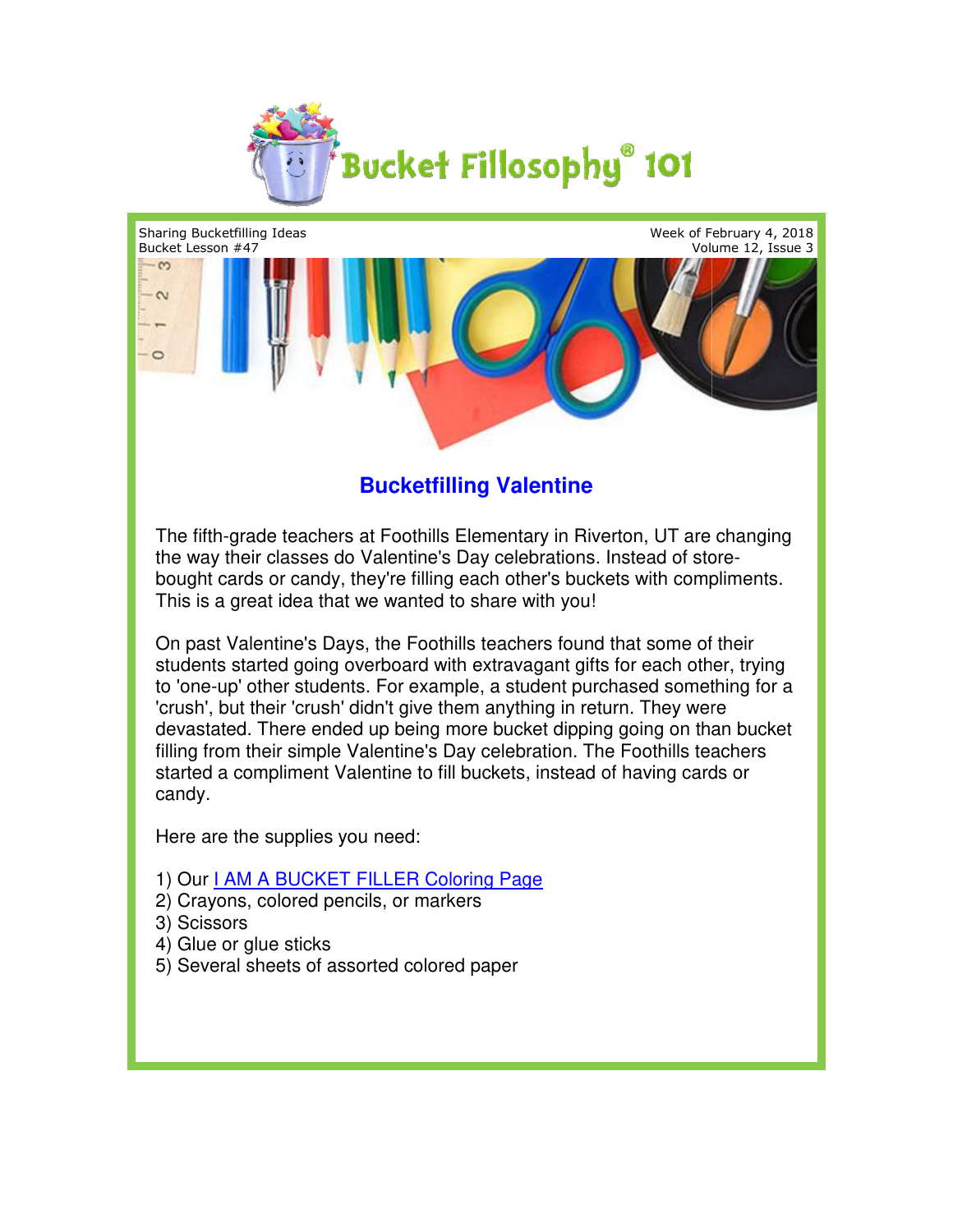# Bucket Fillosophy® 101

Sharing Bucketfilling Ideas
Bucket Lesson #47

Week of February 4, 2018
Volume 12, Issue 3

## Bucketfilling Valentine

The fifth-grade teachers at Foothills Elementary in Riverton, UT are changing the way their classes do Valentine's Day celebrations. Instead of store-bought cards or candy, they're filling each other's buckets with compliments. This is a great idea that we wanted to share with you!

On past Valentine's Days, the Foothills teachers found that some of their students started going overboard with extravagant gifts for each other, trying to 'one-up' other students. For example, a student purchased something for a 'crush', but their 'crush' didn't give them anything in return. They were devastated. There ended up being more bucket dipping going on than bucket filling from their simple Valentine's Day celebration. The Foothills teachers started a compliment Valentine to fill buckets, instead of having cards or candy.

Here are the supplies you need:

1) Our I AM A BUCKET FILLER Coloring Page
2) Crayons, colored pencils, or markers
3) Scissors
4) Glue or glue sticks
5) Several sheets of assorted colored paper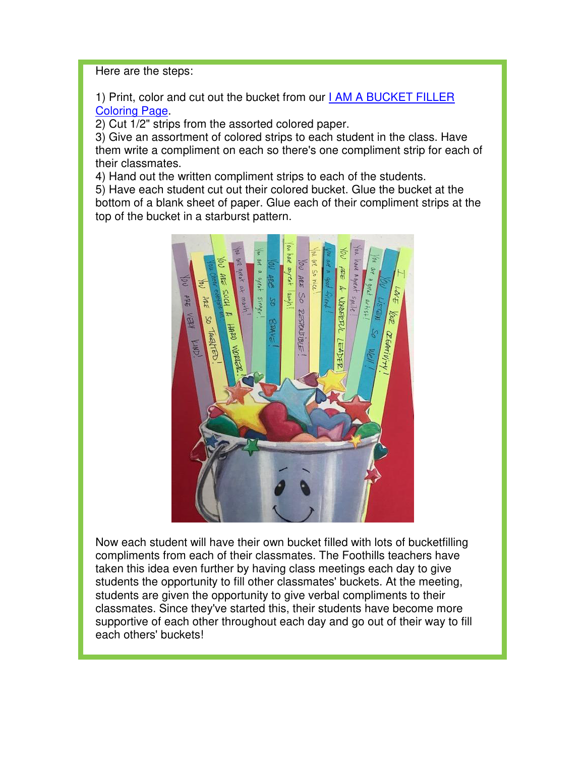Here are the steps:

1) Print, color and cut out the bucket from our I AM A BUCKET FILLER Coloring Page.
2) Cut 1/2" strips from the assorted colored paper.
3) Give an assortment of colored strips to each student in the class. Have them write a compliment on each so there's one compliment strip for each of their classmates.
4) Hand out the written compliment strips to each of the students.
5) Have each student cut out their colored bucket. Glue the bucket at the bottom of a blank sheet of paper. Glue each of their compliment strips at the top of the bucket in a starburst pattern.

Now each student will have their own bucket filled with lots of bucketfilling compliments from each of their classmates. The Foothills teachers have taken this idea even further by having class meetings each day to give students the opportunity to fill other classmates' buckets. At the meeting, students are given the opportunity to give verbal compliments to their classmates. Since they've started this, their students have become more supportive of each other throughout each day and go out of their way to fill each others' buckets!